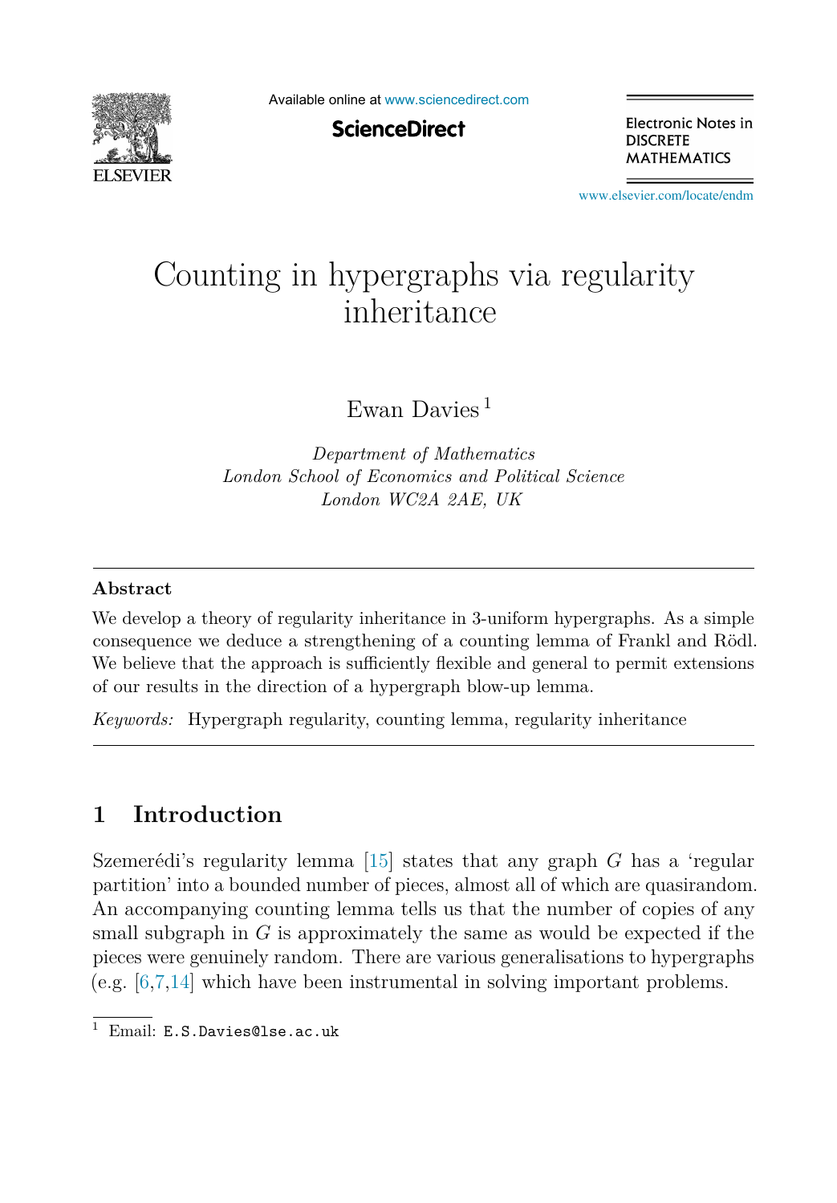# Counting in hypergraphs via regularity inheritance

Ewan Davies [1]

*Department of Mathematics*
*London School of Economics and Political Science*
*London WC2A 2AE, UK*

## Abstract

We develop a theory of regularity inheritance in 3-uniform hypergraphs. As a simple consequence we deduce a strengthening of a counting lemma of Frankl and Rödl. We believe that the approach is sufficiently flexible and general to permit extensions of our results in the direction of a hypergraph blow-up lemma.

*Keywords:* Hypergraph regularity, counting lemma, regularity inheritance

## 1 Introduction

Szemerédi's regularity lemma [15] states that any graph $G$ has a 'regular partition' into a bounded number of pieces, almost all of which are quasirandom. An accompanying counting lemma tells us that the number of copies of any small subgraph in $G$ is approximately the same as would be expected if the pieces were genuinely random. There are various generalisations to hypergraphs (e.g. [6,7,14] which have been instrumental in solving important problems.

[1] Email: E.S.Davies@lse.ac.uk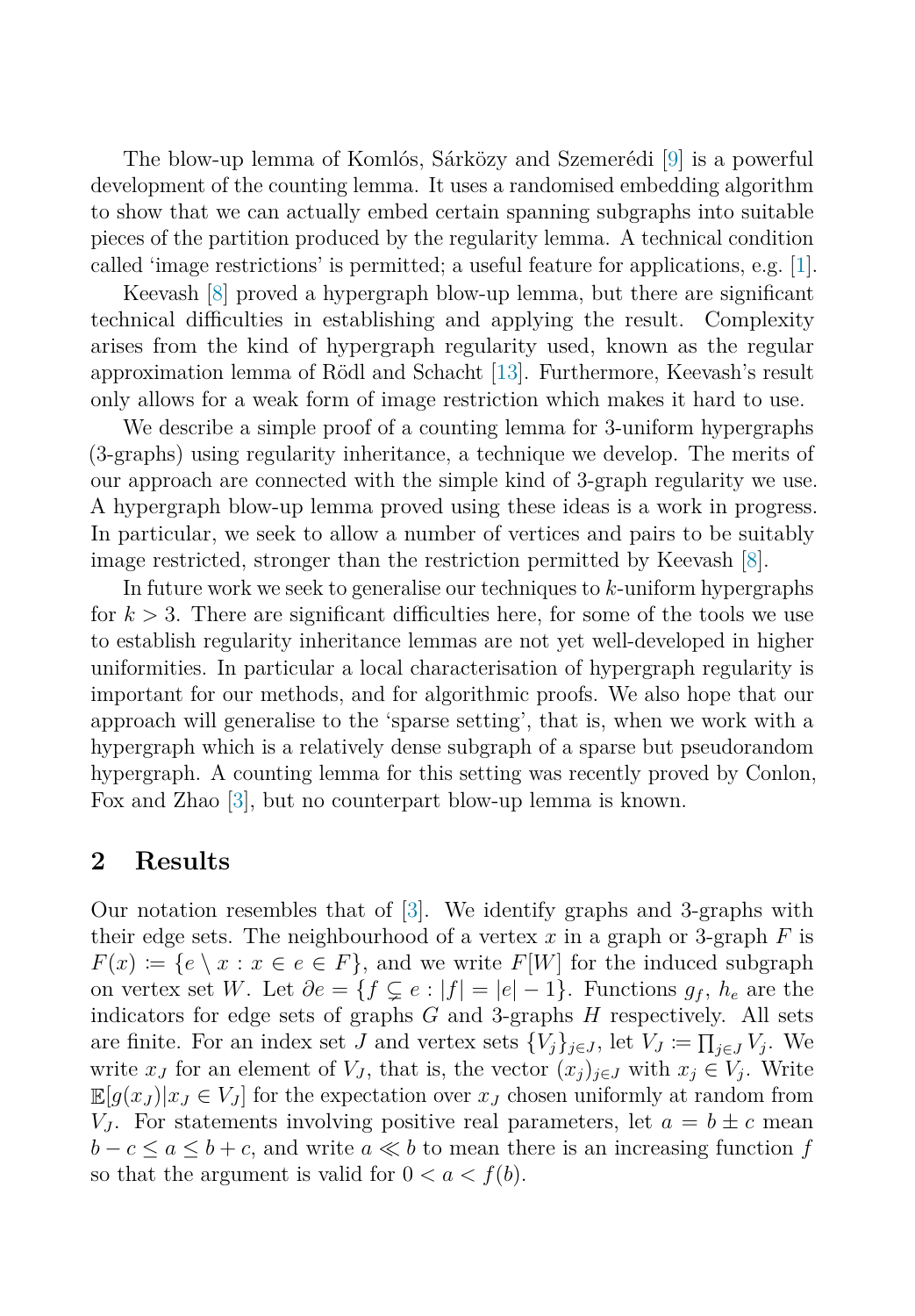The blow-up lemma of Komlós, Sárközy and Szemerédi [9] is a powerful development of the counting lemma. It uses a randomised embedding algorithm to show that we can actually embed certain spanning subgraphs into suitable pieces of the partition produced by the regularity lemma. A technical condition called 'image restrictions' is permitted; a useful feature for applications, e.g. [1].

Keevash [8] proved a hypergraph blow-up lemma, but there are significant technical difficulties in establishing and applying the result. Complexity arises from the kind of hypergraph regularity used, known as the regular approximation lemma of Rödl and Schacht [13]. Furthermore, Keevash's result only allows for a weak form of image restriction which makes it hard to use.

We describe a simple proof of a counting lemma for 3-uniform hypergraphs (3-graphs) using regularity inheritance, a technique we develop. The merits of our approach are connected with the simple kind of 3-graph regularity we use. A hypergraph blow-up lemma proved using these ideas is a work in progress. In particular, we seek to allow a number of vertices and pairs to be suitably image restricted, stronger than the restriction permitted by Keevash [8].

In future work we seek to generalise our techniques to $k$-uniform hypergraphs for $k > 3$. There are significant difficulties here, for some of the tools we use to establish regularity inheritance lemmas are not yet well-developed in higher uniformities. In particular a local characterisation of hypergraph regularity is important for our methods, and for algorithmic proofs. We also hope that our approach will generalise to the 'sparse setting', that is, when we work with a hypergraph which is a relatively dense subgraph of a sparse but pseudorandom hypergraph. A counting lemma for this setting was recently proved by Conlon, Fox and Zhao [3], but no counterpart blow-up lemma is known.

## 2 Results

Our notation resembles that of [3]. We identify graphs and 3-graphs with their edge sets. The neighbourhood of a vertex $x$ in a graph or 3-graph $F$ is $F(x) \coloneqq \{e \setminus x : x \in e \in F\}$, and we write $F[W]$ for the induced subgraph on vertex set $W$. Let $\partial e = \{f \subsetneq e : |f| = |e| - 1\}$. Functions $g_f$, $h_e$ are the indicators for edge sets of graphs $G$ and 3-graphs $H$ respectively. All sets are finite. For an index set $J$ and vertex sets $\{V_j\}_{j \in J}$, let $V_J \coloneqq \prod_{j \in J} V_j$. We write $x_J$ for an element of $V_J$, that is, the vector $(x_j)_{j \in J}$ with $x_j \in V_j$. Write $\mathbb{E}[g(x_J) | x_J \in V_J]$ for the expectation over $x_J$ chosen uniformly at random from $V_J$. For statements involving positive real parameters, let $a = b \pm c$ mean $b - c \leq a \leq b + c$, and write $a \ll b$ to mean there is an increasing function $f$ so that the argument is valid for $0 < a < f(b)$.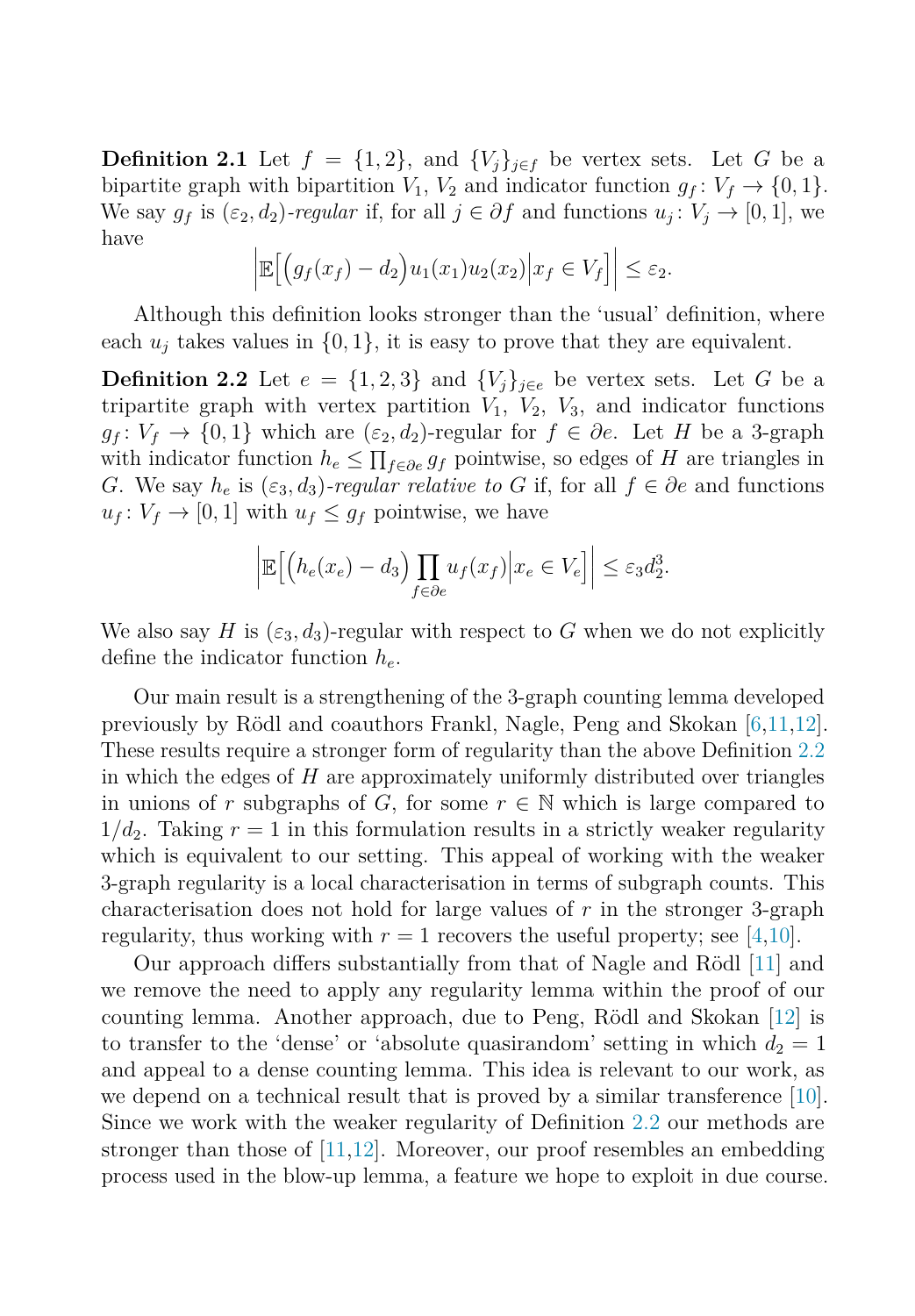**Definition 2.1** Let $f = \{1, 2\}$, and $\{V_j\}_{j \in f}$ be vertex sets. Let $G$ be a bipartite graph with bipartition $V_1$, $V_2$ and indicator function $g_f \colon V_f \to \{0, 1\}$. We say $g_f$ is $(\varepsilon_2, d_2)$*-regular* if, for all $j \in \partial f$ and functions $u_j \colon V_j \to [0, 1]$, we have

$$\left| \mathbb{E}\Big[ \Big( g_f(x_f) - d_2 \Big) u_1(x_1) u_2(x_2) \Big| x_f \in V_f \Big] \right| \le \varepsilon_2.$$

Although this definition looks stronger than the 'usual' definition, where each $u_j$ takes values in $\{0, 1\}$, it is easy to prove that they are equivalent.

**Definition 2.2** Let $e = \{1, 2, 3\}$ and $\{V_j\}_{j \in e}$ be vertex sets. Let $G$ be a tripartite graph with vertex partition $V_1$, $V_2$, $V_3$, and indicator functions $g_f \colon V_f \to \{0, 1\}$ which are $(\varepsilon_2, d_2)$-regular for $f \in \partial e$. Let $H$ be a 3-graph with indicator function $h_e \le \prod_{f \in \partial e} g_f$ pointwise, so edges of $H$ are triangles in $G$. We say $h_e$ is $(\varepsilon_3, d_3)$*-regular relative to* $G$ if, for all $f \in \partial e$ and functions $u_f \colon V_f \to [0, 1]$ with $u_f \le g_f$ pointwise, we have

$$\left| \mathbb{E}\Big[ \Big( h_e(x_e) - d_3 \Big) \prod_{f \in \partial e} u_f(x_f) \Big| x_e \in V_e \Big] \right| \le \varepsilon_3 d_2^3.$$

We also say $H$ is $(\varepsilon_3, d_3)$-regular with respect to $G$ when we do not explicitly define the indicator function $h_e$.

Our main result is a strengthening of the 3-graph counting lemma developed previously by Rödl and coauthors Frankl, Nagle, Peng and Skokan [6,11,12]. These results require a stronger form of regularity than the above Definition 2.2 in which the edges of $H$ are approximately uniformly distributed over triangles in unions of $r$ subgraphs of $G$, for some $r \in \mathbb{N}$ which is large compared to $1/d_2$. Taking $r = 1$ in this formulation results in a strictly weaker regularity which is equivalent to our setting. This appeal of working with the weaker 3-graph regularity is a local characterisation in terms of subgraph counts. This characterisation does not hold for large values of $r$ in the stronger 3-graph regularity, thus working with $r = 1$ recovers the useful property; see [4,10].

Our approach differs substantially from that of Nagle and Rödl [11] and we remove the need to apply any regularity lemma within the proof of our counting lemma. Another approach, due to Peng, Rödl and Skokan [12] is to transfer to the 'dense' or 'absolute quasirandom' setting in which $d_2 = 1$ and appeal to a dense counting lemma. This idea is relevant to our work, as we depend on a technical result that is proved by a similar transference [10]. Since we work with the weaker regularity of Definition 2.2 our methods are stronger than those of [11,12]. Moreover, our proof resembles an embedding process used in the blow-up lemma, a feature we hope to exploit in due course.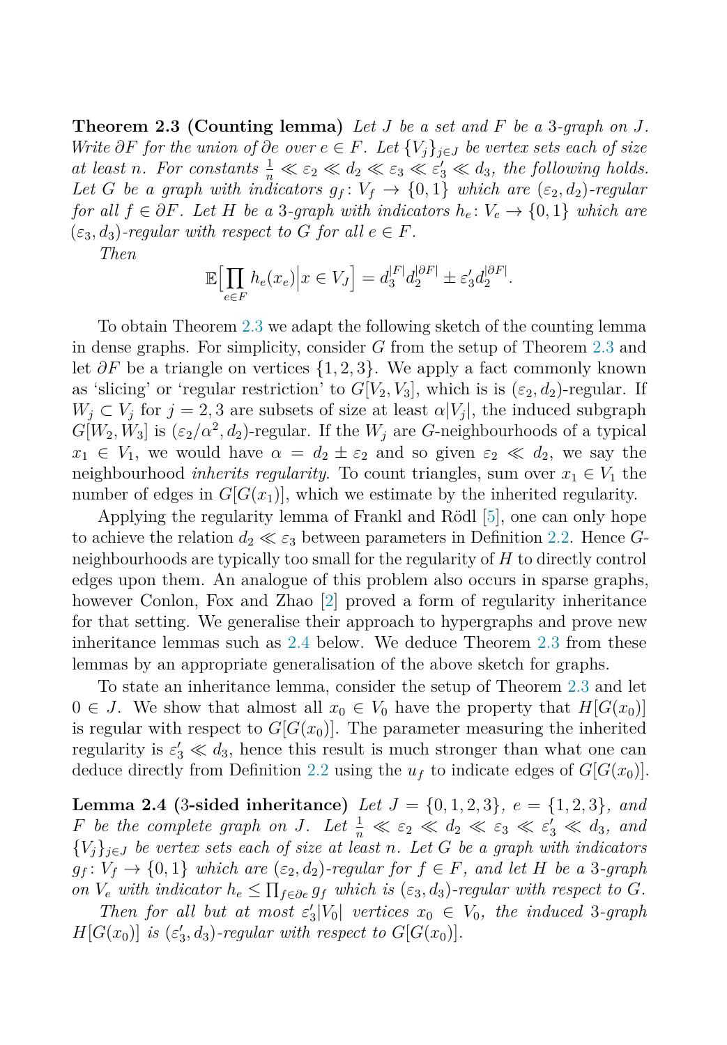**Theorem 2.3 (Counting lemma)** *Let $J$ be a set and $F$ be a 3-graph on $J$. Write $\partial F$ for the union of $\partial e$ over $e \in F$. Let $\{V_j\}_{j\in J}$ be vertex sets each of size at least $n$. For constants $\frac{1}{n} \ll \varepsilon_2 \ll d_2 \ll \varepsilon_3 \ll \varepsilon_3' \ll d_3$, the following holds. Let $G$ be a graph with indicators $g_f \colon V_f \to \{0,1\}$ which are $(\varepsilon_2, d_2)$-regular for all $f \in \partial F$. Let $H$ be a 3-graph with indicators $h_e \colon V_e \to \{0,1\}$ which are $(\varepsilon_3, d_3)$-regular with respect to $G$ for all $e \in F$.*

*Then*

$$\mathbb{E}\Big[\prod_{e\in F} h_e(x_e)\Big| x \in V_J\Big] = d_3^{|F|} d_2^{|\partial F|} \pm \varepsilon_3' d_2^{|\partial F|}.$$

To obtain Theorem 2.3 we adapt the following sketch of the counting lemma in dense graphs. For simplicity, consider $G$ from the setup of Theorem 2.3 and let $\partial F$ be a triangle on vertices $\{1,2,3\}$. We apply a fact commonly known as 'slicing' or 'regular restriction' to $G[V_2, V_3]$, which is is $(\varepsilon_2, d_2)$-regular. If $W_j \subset V_j$ for $j = 2, 3$ are subsets of size at least $\alpha|V_j|$, the induced subgraph $G[W_2, W_3]$ is $(\varepsilon_2/\alpha^2, d_2)$-regular. If the $W_j$ are $G$-neighbourhoods of a typical $x_1 \in V_1$, we would have $\alpha = d_2 \pm \varepsilon_2$ and so given $\varepsilon_2 \ll d_2$, we say the neighbourhood *inherits regularity*. To count triangles, sum over $x_1 \in V_1$ the number of edges in $G[G(x_1)]$, which we estimate by the inherited regularity.

Applying the regularity lemma of Frankl and Rödl [5], one can only hope to achieve the relation $d_2 \ll \varepsilon_3$ between parameters in Definition 2.2. Hence $G$-neighbourhoods are typically too small for the regularity of $H$ to directly control edges upon them. An analogue of this problem also occurs in sparse graphs, however Conlon, Fox and Zhao [2] proved a form of regularity inheritance for that setting. We generalise their approach to hypergraphs and prove new inheritance lemmas such as 2.4 below. We deduce Theorem 2.3 from these lemmas by an appropriate generalisation of the above sketch for graphs.

To state an inheritance lemma, consider the setup of Theorem 2.3 and let $0 \in J$. We show that almost all $x_0 \in V_0$ have the property that $H[G(x_0)]$ is regular with respect to $G[G(x_0)]$. The parameter measuring the inherited regularity is $\varepsilon_3' \ll d_3$, hence this result is much stronger than what one can deduce directly from Definition 2.2 using the $u_f$ to indicate edges of $G[G(x_0)]$.

**Lemma 2.4 (3-sided inheritance)** *Let $J = \{0,1,2,3\}$, $e = \{1,2,3\}$, and $F$ be the complete graph on $J$. Let $\frac{1}{n} \ll \varepsilon_2 \ll d_2 \ll \varepsilon_3 \ll \varepsilon_3' \ll d_3$, and $\{V_j\}_{j\in J}$ be vertex sets each of size at least $n$. Let $G$ be a graph with indicators $g_f \colon V_f \to \{0,1\}$ which are $(\varepsilon_2, d_2)$-regular for $f \in F$, and let $H$ be a 3-graph on $V_e$ with indicator $h_e \leq \prod_{f\in\partial e} g_f$ which is $(\varepsilon_3, d_3)$-regular with respect to $G$.*

*Then for all but at most $\varepsilon_3'|V_0|$ vertices $x_0 \in V_0$, the induced 3-graph $H[G(x_0)]$ is $(\varepsilon_3', d_3)$-regular with respect to $G[G(x_0)]$.*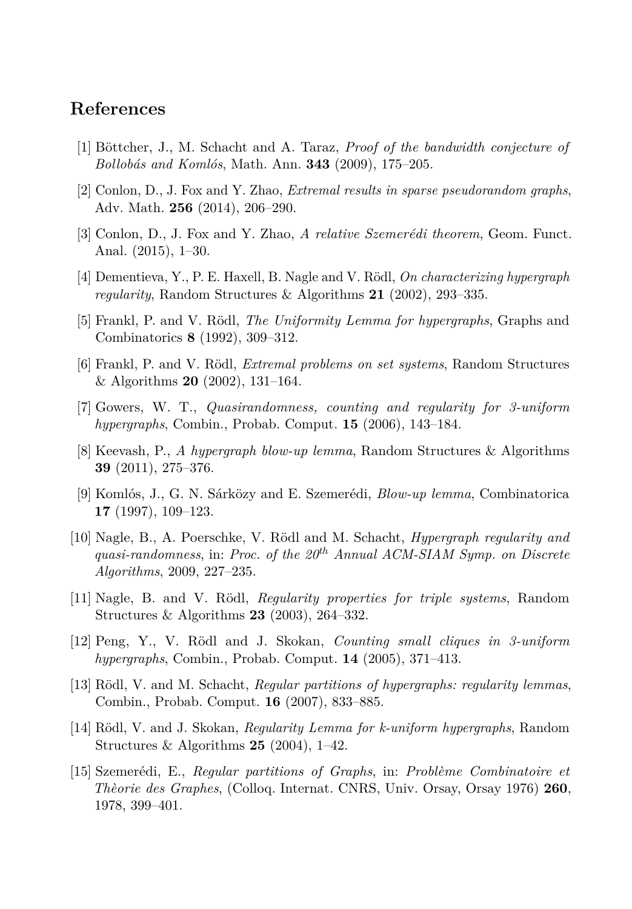## References

[1] Böttcher, J., M. Schacht and A. Taraz, *Proof of the bandwidth conjecture of Bollobás and Komlós*, Math. Ann. **343** (2009), 175–205.

[2] Conlon, D., J. Fox and Y. Zhao, *Extremal results in sparse pseudorandom graphs*, Adv. Math. **256** (2014), 206–290.

[3] Conlon, D., J. Fox and Y. Zhao, *A relative Szemerédi theorem*, Geom. Funct. Anal. (2015), 1–30.

[4] Dementieva, Y., P. E. Haxell, B. Nagle and V. Rödl, *On characterizing hypergraph regularity*, Random Structures & Algorithms **21** (2002), 293–335.

[5] Frankl, P. and V. Rödl, *The Uniformity Lemma for hypergraphs*, Graphs and Combinatorics **8** (1992), 309–312.

[6] Frankl, P. and V. Rödl, *Extremal problems on set systems*, Random Structures & Algorithms **20** (2002), 131–164.

[7] Gowers, W. T., *Quasirandomness, counting and regularity for 3-uniform hypergraphs*, Combin., Probab. Comput. **15** (2006), 143–184.

[8] Keevash, P., *A hypergraph blow-up lemma*, Random Structures & Algorithms **39** (2011), 275–376.

[9] Komlós, J., G. N. Sárközy and E. Szemerédi, *Blow-up lemma*, Combinatorica **17** (1997), 109–123.

[10] Nagle, B., A. Poerschke, V. Rödl and M. Schacht, *Hypergraph regularity and quasi-randomness*, in: *Proc. of the 20th Annual ACM-SIAM Symp. on Discrete Algorithms*, 2009, 227–235.

[11] Nagle, B. and V. Rödl, *Regularity properties for triple systems*, Random Structures & Algorithms **23** (2003), 264–332.

[12] Peng, Y., V. Rödl and J. Skokan, *Counting small cliques in 3-uniform hypergraphs*, Combin., Probab. Comput. **14** (2005), 371–413.

[13] Rödl, V. and M. Schacht, *Regular partitions of hypergraphs: regularity lemmas*, Combin., Probab. Comput. **16** (2007), 833–885.

[14] Rödl, V. and J. Skokan, *Regularity Lemma for k-uniform hypergraphs*, Random Structures & Algorithms **25** (2004), 1–42.

[15] Szemerédi, E., *Regular partitions of Graphs*, in: *Problème Combinatoire et Thèorie des Graphes*, (Colloq. Internat. CNRS, Univ. Orsay, Orsay 1976) **260**, 1978, 399–401.